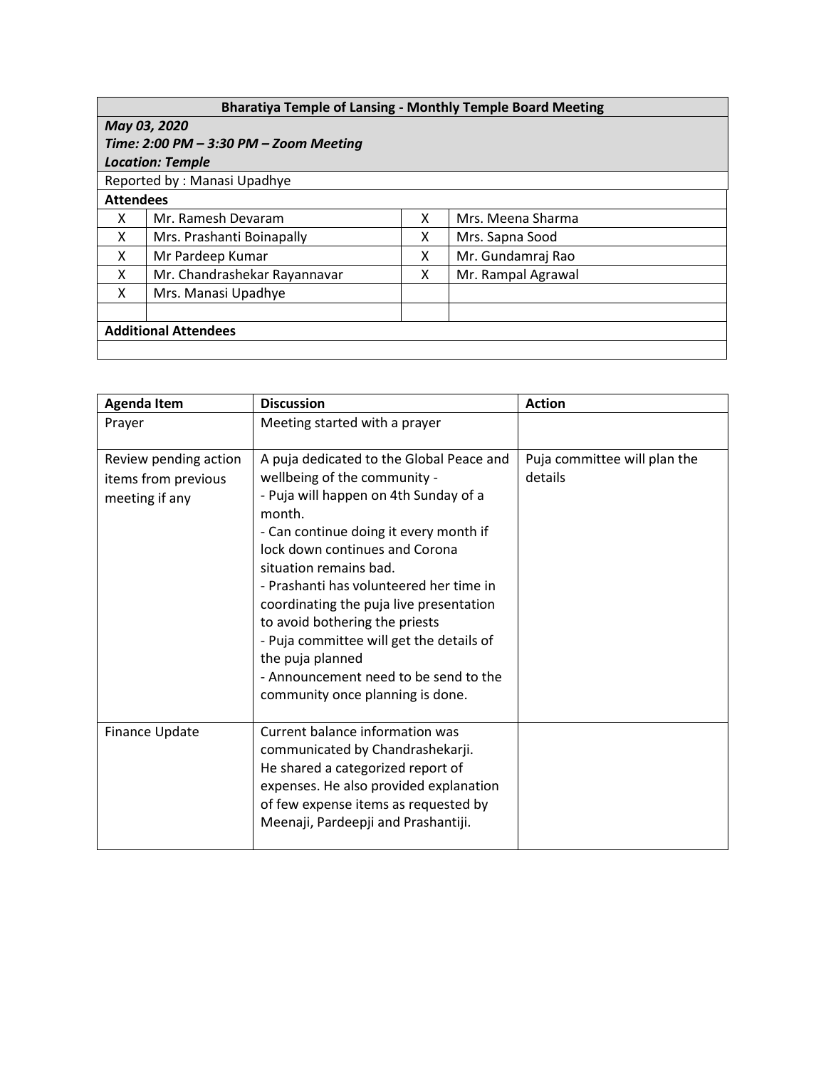| **Bharatiya Temple of Lansing - Monthly Temple Board Meeting** | | | |
|---|---|---|---|
| ***May 03, 2020*** <br> ***Time: 2:00 PM – 3:30 PM – Zoom Meeting*** <br> ***Location: Temple*** | | | |
| Reported by : Manasi Upadhye | | | |
| **Attendees** | | | |
| X | Mr. Ramesh Devaram | X | Mrs. Meena Sharma |
| X | Mrs. Prashanti Boinapally | X | Mrs. Sapna Sood |
| X | Mr Pardeep Kumar | X | Mr. Gundamraj Rao |
| X | Mr. Chandrashekar Rayannavar | X | Mr. Rampal Agrawal |
| X | Mrs. Manasi Upadhye | | |
| | | | |
| **Additional Attendees** | | | |
| | | | |

| Agenda Item | Discussion | Action |
|---|---|---|
| Prayer | Meeting started with a prayer | |
| Review pending action items from previous meeting if any | A puja dedicated to the Global Peace and wellbeing of the community - <br> - Puja will happen on 4th Sunday of a month. <br> - Can continue doing it every month if lock down continues and Corona situation remains bad. <br> - Prashanti has volunteered her time in coordinating the puja live presentation to avoid bothering the priests <br> - Puja committee will get the details of the puja planned <br> - Announcement need to be send to the community once planning is done. | Puja committee will plan the details |
| Finance Update | Current balance information was communicated by Chandrashekarji. He shared a categorized report of expenses. He also provided explanation of few expense items as requested by Meenaji, Pardeepji and Prashantiji. | |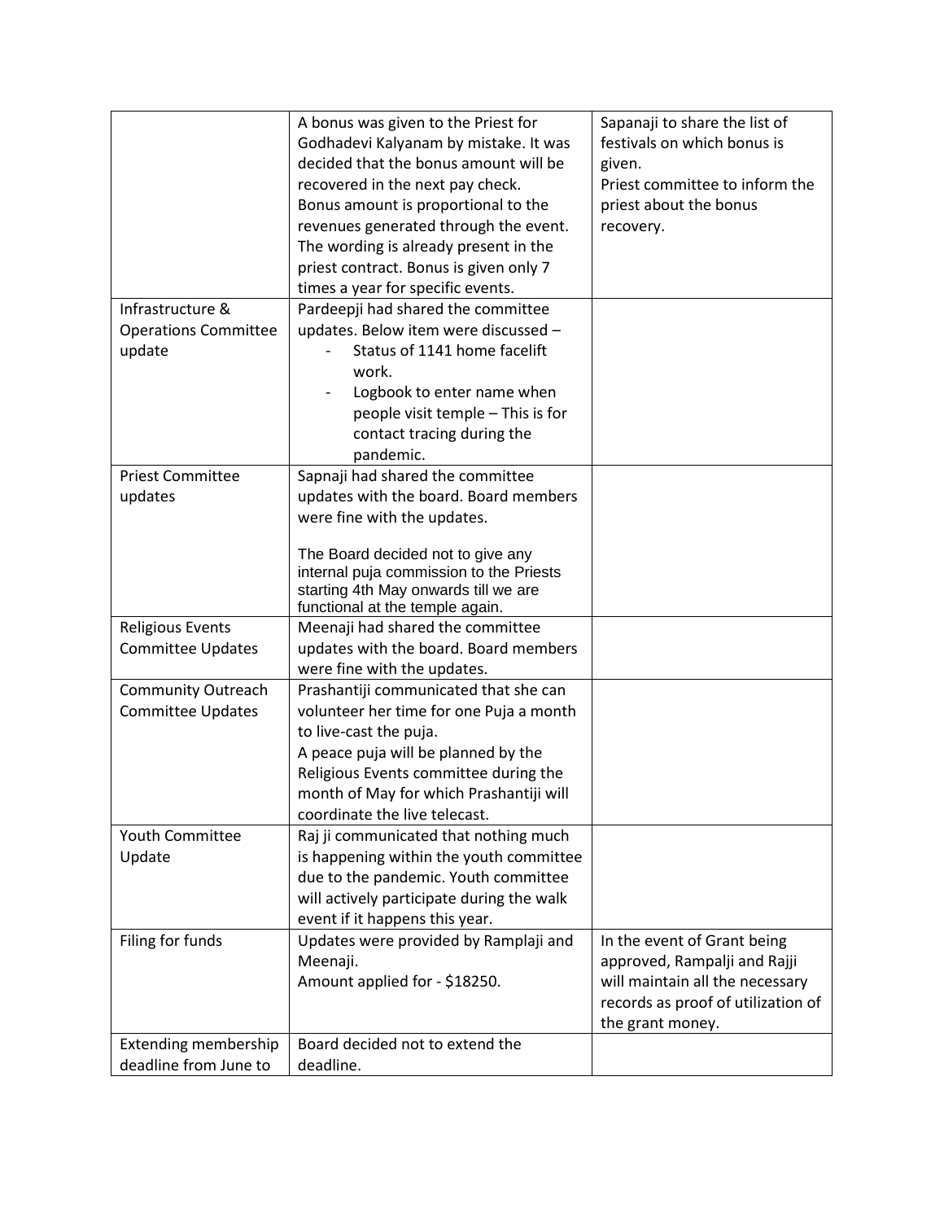| | | |
|---|---|---|
| | A bonus was given to the Priest for Godhadevi Kalyanam by mistake. It was decided that the bonus amount will be recovered in the next pay check.<br>Bonus amount is proportional to the revenues generated through the event. The wording is already present in the priest contract. Bonus is given only 7 times a year for specific events. | Sapanaji to share the list of festivals on which bonus is given.<br>Priest committee to inform the priest about the bonus recovery. |
| Infrastructure & Operations Committee update | Pardeepji had shared the committee updates. Below item were discussed –<br>- Status of 1141 home facelift work.<br>- Logbook to enter name when people visit temple – This is for contact tracing during the pandemic. | |
| Priest Committee updates | Sapnaji had shared the committee updates with the board. Board members were fine with the updates.<br><br>The Board decided not to give any internal puja commission to the Priests starting 4th May onwards till we are functional at the temple again. | |
| Religious Events Committee Updates | Meenaji had shared the committee updates with the board. Board members were fine with the updates. | |
| Community Outreach Committee Updates | Prashantiji communicated that she can volunteer her time for one Puja a month to live-cast the puja.<br>A peace puja will be planned by the Religious Events committee during the month of May for which Prashantiji will coordinate the live telecast. | |
| Youth Committee Update | Raj ji communicated that nothing much is happening within the youth committee due to the pandemic. Youth committee will actively participate during the walk event if it happens this year. | |
| Filing for funds | Updates were provided by Ramplaji and Meenaji.<br>Amount applied for - $18250. | In the event of Grant being approved, Rampalji and Rajji will maintain all the necessary records as proof of utilization of the grant money. |
| Extending membership deadline from June to | Board decided not to extend the deadline. | |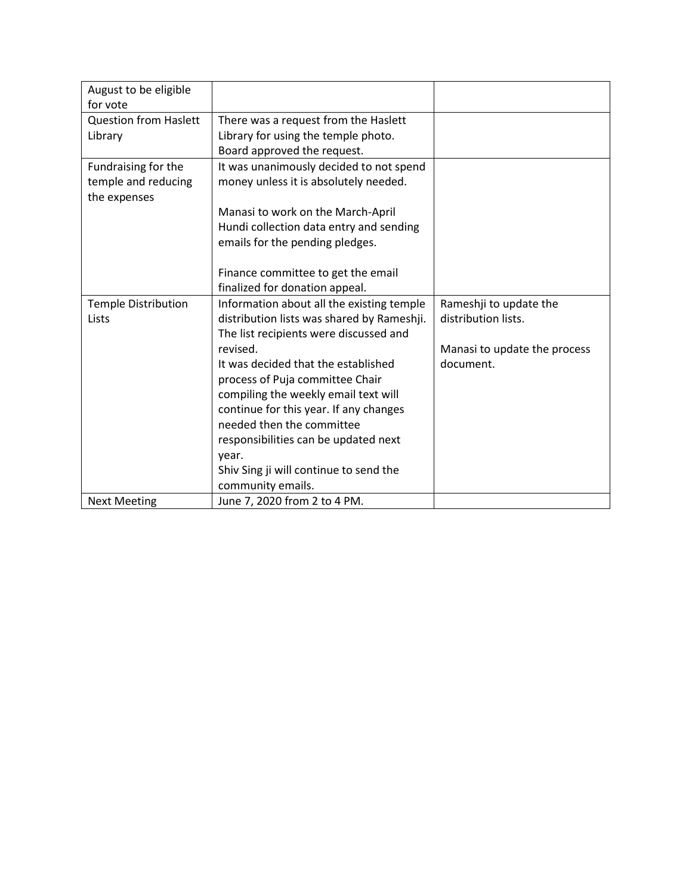| | | |
|---|---|---|
| August to be eligible for vote | | |
| Question from Haslett Library | There was a request from the Haslett Library for using the temple photo. Board approved the request. | |
| Fundraising for the temple and reducing the expenses | It was unanimously decided to not spend money unless it is absolutely needed.<br><br>Manasi to work on the March-April Hundi collection data entry and sending emails for the pending pledges.<br><br>Finance committee to get the email finalized for donation appeal. | |
| Temple Distribution Lists | Information about all the existing temple distribution lists was shared by Rameshji. The list recipients were discussed and revised.<br>It was decided that the established process of Puja committee Chair compiling the weekly email text will continue for this year. If any changes needed then the committee responsibilities can be updated next year.<br>Shiv Sing ji will continue to send the community emails. | Rameshji to update the distribution lists.<br><br>Manasi to update the process document. |
| Next Meeting | June 7, 2020 from 2 to 4 PM. | |